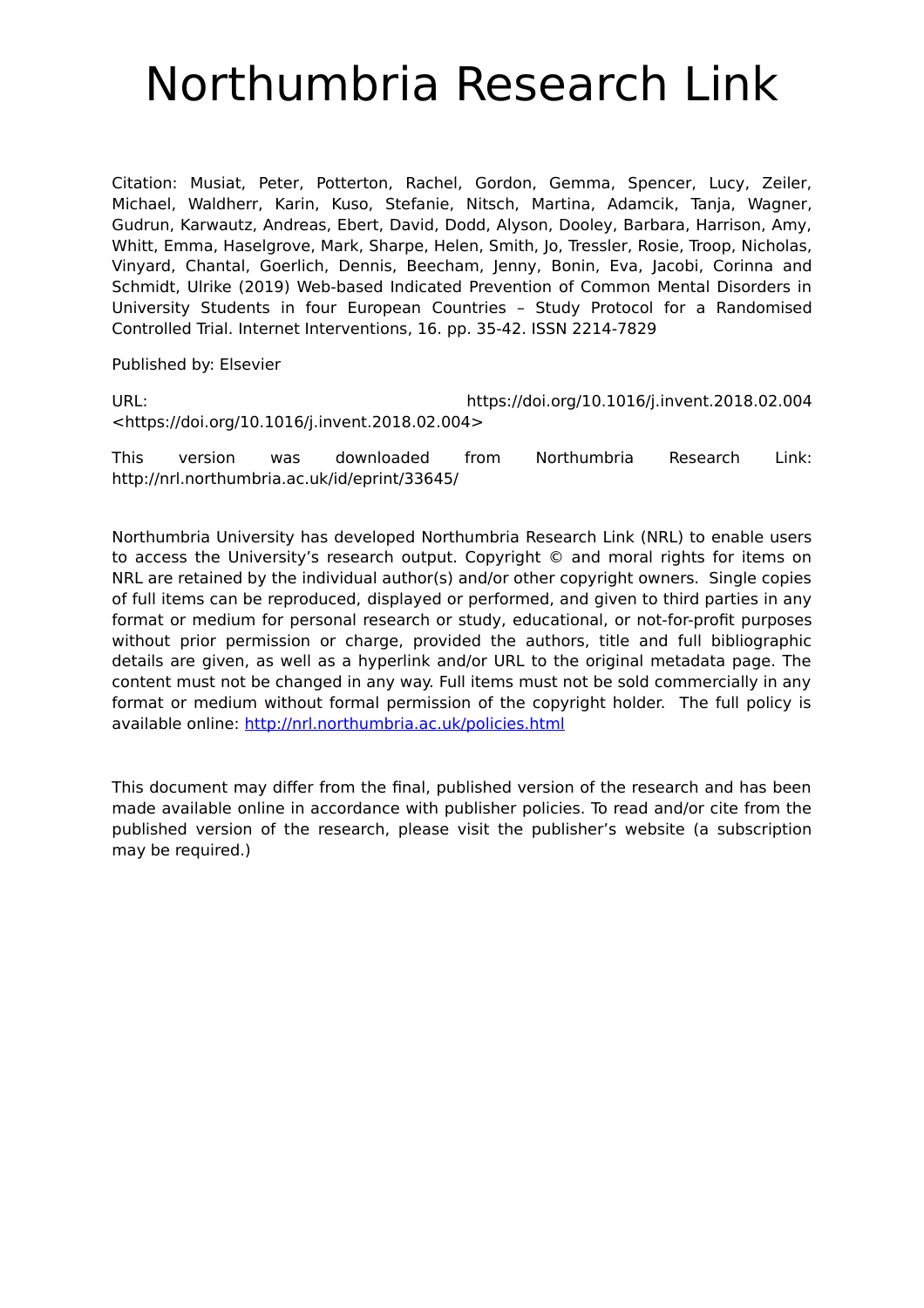# Northumbria Research Link

Citation: Musiat, Peter, Potterton, Rachel, Gordon, Gemma, Spencer, Lucy, Zeiler, Michael, Waldherr, Karin, Kuso, Stefanie, Nitsch, Martina, Adamcik, Tanja, Wagner, Gudrun, Karwautz, Andreas, Ebert, David, Dodd, Alyson, Dooley, Barbara, Harrison, Amy, Whitt, Emma, Haselgrove, Mark, Sharpe, Helen, Smith, Jo, Tressler, Rosie, Troop, Nicholas, Vinyard, Chantal, Goerlich, Dennis, Beecham, Jenny, Bonin, Eva, Jacobi, Corinna and Schmidt, Ulrike (2019) Web-based Indicated Prevention of Common Mental Disorders in University Students in four European Countries – Study Protocol for a Randomised Controlled Trial. Internet Interventions, 16. pp. 35-42. ISSN 2214-7829

Published by: Elsevier

URL: https://doi.org/10.1016/j.invent.2018.02.004 <https://doi.org/10.1016/j.invent.2018.02.004>

This version was downloaded from Northumbria Research Link: http://nrl.northumbria.ac.uk/id/eprint/33645/

Northumbria University has developed Northumbria Research Link (NRL) to enable users to access the University's research output. Copyright © and moral rights for items on NRL are retained by the individual author(s) and/or other copyright owners. Single copies of full items can be reproduced, displayed or performed, and given to third parties in any format or medium for personal research or study, educational, or not-for-profit purposes without prior permission or charge, provided the authors, title and full bibliographic details are given, as well as a hyperlink and/or URL to the original metadata page. The content must not be changed in any way. Full items must not be sold commercially in any format or medium without formal permission of the copyright holder. The full policy is available online: http://nrl.northumbria.ac.uk/policies.html

This document may differ from the final, published version of the research and has been made available online in accordance with publisher policies. To read and/or cite from the published version of the research, please visit the publisher's website (a subscription may be required.)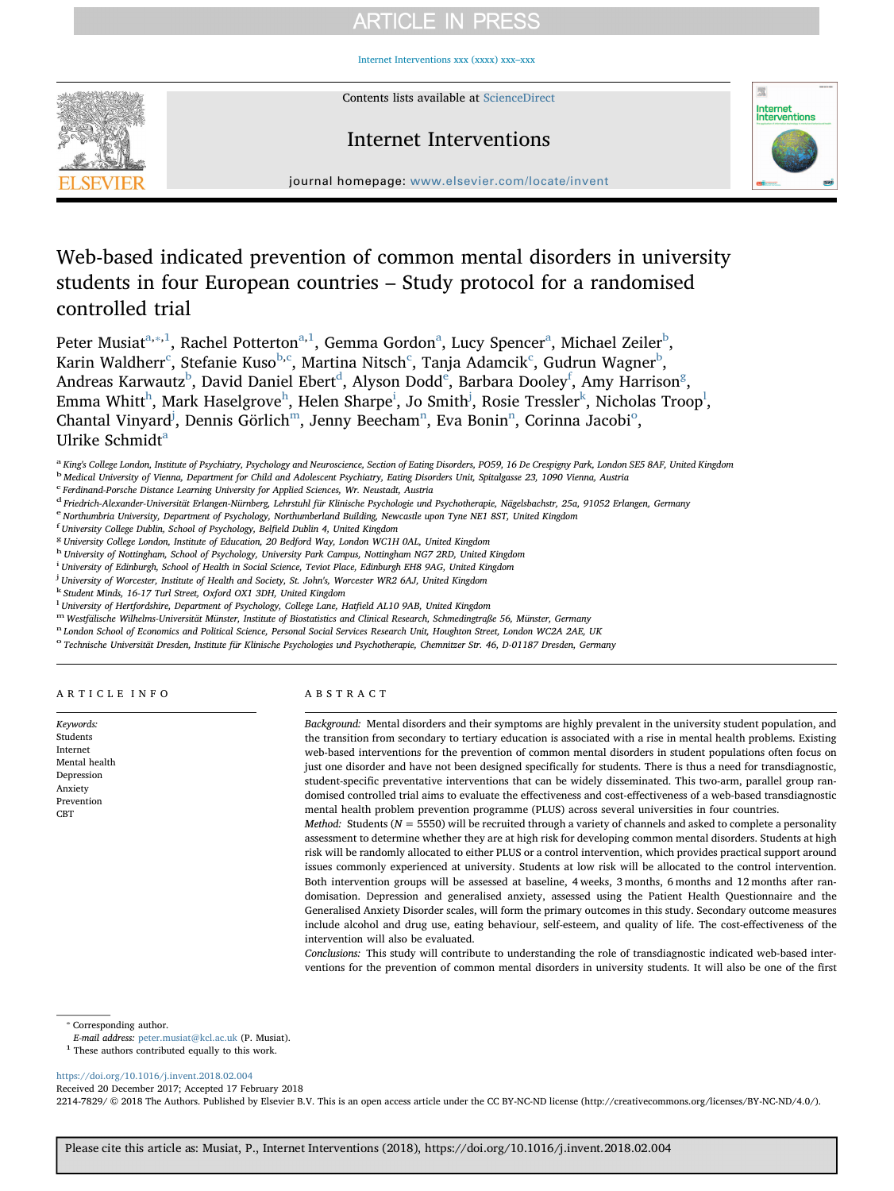# Web-based indicated prevention of common mental disorders in university students in four European countries – Study protocol for a randomised controlled trial

Peter Musiat[a,*,1], Rachel Potterton[a,1], Gemma Gordon[a], Lucy Spencer[a], Michael Zeiler[b], Karin Waldherr[c], Stefanie Kuso[b,c], Martina Nitsch[c], Tanja Adamcik[c], Gudrun Wagner[b], Andreas Karwautz[b], David Daniel Ebert[d], Alyson Dodd[e], Barbara Dooley[f], Amy Harrison[g], Emma Whitt[h], Mark Haselgrove[h], Helen Sharpe[i], Jo Smith[j], Rosie Tressler[k], Nicholas Troop[l], Chantal Vinyard[j], Dennis Görlich[m], Jenny Beecham[n], Eva Bonin[n], Corinna Jacobi[o], Ulrike Schmidt[a]

[a] King's College London, Institute of Psychiatry, Psychology and Neuroscience, Section of Eating Disorders, PO59, 16 De Crespigny Park, London SE5 8AF, United Kingdom
[b] Medical University of Vienna, Department for Child and Adolescent Psychiatry, Eating Disorders Unit, Spitalgasse 23, 1090 Vienna, Austria
[c] Ferdinand-Porsche Distance Learning University for Applied Sciences, Wr. Neustadt, Austria
[d] Friedrich-Alexander-Universität Erlangen-Nürnberg, Lehrstuhl für Klinische Psychologie und Psychotherapie, Nägelsbachstr, 25a, 91052 Erlangen, Germany
[e] Northumbria University, Department of Psychology, Northumberland Building, Newcastle upon Tyne NE1 8ST, United Kingdom
[f] University College Dublin, School of Psychology, Belfield Dublin 4, United Kingdom
[g] University College London, Institute of Education, 20 Bedford Way, London WC1H 0AL, United Kingdom
[h] University of Nottingham, School of Psychology, University Park Campus, Nottingham NG7 2RD, United Kingdom
[i] University of Edinburgh, School of Health in Social Science, Teviot Place, Edinburgh EH8 9AG, United Kingdom
[j] University of Worcester, Institute of Health and Society, St. John's, Worcester WR2 6AJ, United Kingdom
[k] Student Minds, 16-17 Turl Street, Oxford OX1 3DH, United Kingdom
[l] University of Hertfordshire, Department of Psychology, College Lane, Hatfield AL10 9AB, United Kingdom
[m] Westfälische Wilhelms-Universität Münster, Institute of Biostatistics and Clinical Research, Schmedingstraße 56, Münster, Germany
[n] London School of Economics and Political Science, Personal Social Services Research Unit, Houghton Street, London WC2A 2AE, UK
[o] Technische Universität Dresden, Institute für Klinische Psychologies und Psychotherapie, Chemnitzer Str. 46, D-01187 Dresden, Germany

## ARTICLE INFO

*Keywords:*
Students
Internet
Mental health
Depression
Anxiety
Prevention
CBT

## ABSTRACT

*Background:* Mental disorders and their symptoms are highly prevalent in the university student population, and the transition from secondary to tertiary education is associated with a rise in mental health problems. Existing web-based interventions for the prevention of common mental disorders in student populations often focus on just one disorder and have not been designed specifically for students. There is thus a need for transdiagnostic, student-specific preventative interventions that can be widely disseminated. This two-arm, parallel group randomised controlled trial aims to evaluate the effectiveness and cost-effectiveness of a web-based transdiagnostic mental health problem prevention programme (PLUS) across several universities in four countries.

*Method:* Students ($N = 5550$) will be recruited through a variety of channels and asked to complete a personality assessment to determine whether they are at high risk for developing common mental disorders. Students at high risk will be randomly allocated to either PLUS or a control intervention, which provides practical support around issues commonly experienced at university. Students at low risk will be allocated to the control intervention. Both intervention groups will be assessed at baseline, 4 weeks, 3 months, 6 months and 12 months after randomisation. Depression and generalised anxiety, assessed using the Patient Health Questionnaire and the Generalised Anxiety Disorder scales, will form the primary outcomes in this study. Secondary outcome measures include alcohol and drug use, eating behaviour, self-esteem, and quality of life. The cost-effectiveness of the intervention will also be evaluated.

*Conclusions:* This study will contribute to understanding the role of transdiagnostic indicated web-based interventions for the prevention of common mental disorders in university students. It will also be one of the first

---

* Corresponding author.
*E-mail address:* peter.musiat@kcl.ac.uk (P. Musiat).
[1] These authors contributed equally to this work.

https://doi.org/10.1016/j.invent.2018.02.004
Received 20 December 2017; Accepted 17 February 2018
2214-7829/ © 2018 The Authors. Published by Elsevier B.V. This is an open access article under the CC BY-NC-ND license (http://creativecommons.org/licenses/BY-NC-ND/4.0/).

Please cite this article as: Musiat, P., Internet Interventions (2018), https://doi.org/10.1016/j.invent.2018.02.004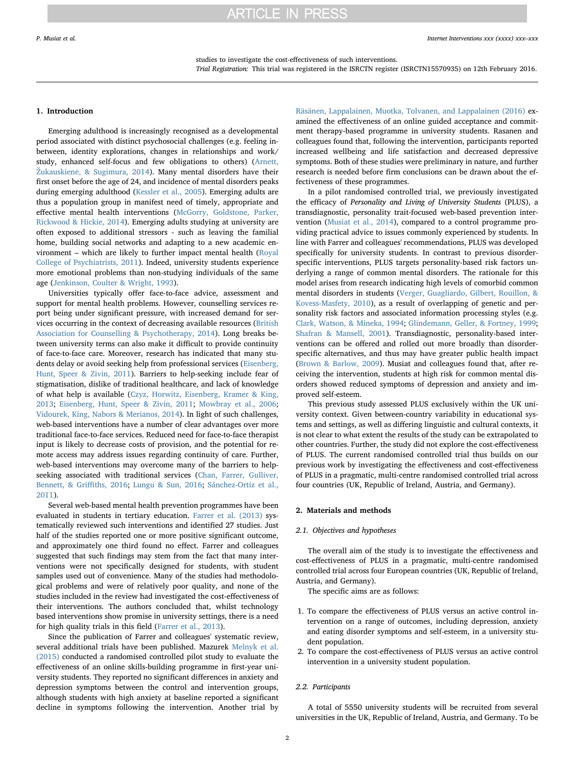studies to investigate the cost-effectiveness of such interventions.

*Trial Registration:* This trial was registered in the ISRCTN register (ISRCTN15570935) on 12th February 2016.

## 1. Introduction

Emerging adulthood is increasingly recognised as a developmental period associated with distinct psychosocial challenges (e.g. feeling in-between, identity explorations, changes in relationships and work/study, enhanced self-focus and few obligations to others) (Arnett, Žukauskienė, & Sugimura, 2014). Many mental disorders have their first onset before the age of 24, and incidence of mental disorders peaks during emerging adulthood (Kessler et al., 2005). Emerging adults are thus a population group in manifest need of timely, appropriate and effective mental health interventions (McGorry, Goldstone, Parker, Rickwood & Hickie, 2014). Emerging adults studying at university are often exposed to additional stressors - such as leaving the familial home, building social networks and adapting to a new academic environment – which are likely to further impact mental health (Royal College of Psychiatrists, 2011). Indeed, university students experience more emotional problems than non-studying individuals of the same age (Jenkinson, Coulter & Wright, 1993).

Universities typically offer face-to-face advice, assessment and support for mental health problems. However, counselling services report being under significant pressure, with increased demand for services occurring in the context of decreasing available resources (British Association for Counselling & Psychotherapy, 2014). Long breaks between university terms can also make it difficult to provide continuity of face-to-face care. Moreover, research has indicated that many students delay or avoid seeking help from professional services (Eisenberg, Hunt, Speer & Zivin, 2011). Barriers to help-seeking include fear of stigmatisation, dislike of traditional healthcare, and lack of knowledge of what help is available (Czyz, Horwitz, Eisenberg, Kramer & King, 2013; Eisenberg, Hunt, Speer & Zivin, 2011; Mowbray et al., 2006; Vidourek, King, Nabors & Merianos, 2014). In light of such challenges, web-based interventions have a number of clear advantages over more traditional face-to-face services. Reduced need for face-to-face therapist input is likely to decrease costs of provision, and the potential for remote access may address issues regarding continuity of care. Further, web-based interventions may overcome many of the barriers to help-seeking associated with traditional services (Chan, Farrer, Gulliver, Bennett, & Griffiths, 2016; Lungu & Sun, 2016; Sánchez-Ortiz et al., 2011).

Several web-based mental health prevention programmes have been evaluated in students in tertiary education. Farrer et al. (2013) systematically reviewed such interventions and identified 27 studies. Just half of the studies reported one or more positive significant outcome, and approximately one third found no effect. Farrer and colleagues suggested that such findings may stem from the fact that many interventions were not specifically designed for students, with student samples used out of convenience. Many of the studies had methodological problems and were of relatively poor quality, and none of the studies included in the review had investigated the cost-effectiveness of their interventions. The authors concluded that, whilst technology based interventions show promise in university settings, there is a need for high quality trials in this field (Farrer et al., 2013).

Since the publication of Farrer and colleagues' systematic review, several additional trials have been published. Mazurek Melnyk et al. (2015) conducted a randomised controlled pilot study to evaluate the effectiveness of an online skills-building programme in first-year university students. They reported no significant differences in anxiety and depression symptoms between the control and intervention groups, although students with high anxiety at baseline reported a significant decline in symptoms following the intervention. Another trial by Räsänen, Lappalainen, Muotka, Tolvanen, and Lappalainen (2016) examined the effectiveness of an online guided acceptance and commitment therapy-based programme in university students. Rasanen and colleagues found that, following the intervention, participants reported increased wellbeing and life satisfaction and decreased depressive symptoms. Both of these studies were preliminary in nature, and further research is needed before firm conclusions can be drawn about the effectiveness of these programmes.

In a pilot randomised controlled trial, we previously investigated the efficacy of *Personality and Living of University Students* (PLUS), a transdiagnostic, personality trait-focused web-based prevention intervention (Musiat et al., 2014), compared to a control programme providing practical advice to issues commonly experienced by students. In line with Farrer and colleagues' recommendations, PLUS was developed specifically for university students. In contrast to previous disorder-specific interventions, PLUS targets personality-based risk factors underlying a range of common mental disorders. The rationale for this model arises from research indicating high levels of comorbid common mental disorders in students (Verger, Guagliardo, Gilbert, Rouillon, & Kovess-Masfety, 2010), as a result of overlapping of genetic and personality risk factors and associated information processing styles (e.g. Clark, Watson, & Mineka, 1994; Glindemann, Geller, & Fortney, 1999; Shafran & Mansell, 2001). Transdiagnostic, personality-based interventions can be offered and rolled out more broadly than disorder-specific alternatives, and thus may have greater public health impact (Brown & Barlow, 2009). Musiat and colleagues found that, after receiving the intervention, students at high risk for common mental disorders showed reduced symptoms of depression and anxiety and improved self-esteem.

This previous study assessed PLUS exclusively within the UK university context. Given between-country variability in educational systems and settings, as well as differing linguistic and cultural contexts, it is not clear to what extent the results of the study can be extrapolated to other countries. Further, the study did not explore the cost-effectiveness of PLUS. The current randomised controlled trial thus builds on our previous work by investigating the effectiveness and cost-effectiveness of PLUS in a pragmatic, multi-centre randomised controlled trial across four countries (UK, Republic of Ireland, Austria, and Germany).

## 2. Materials and methods

### 2.1. Objectives and hypotheses

The overall aim of the study is to investigate the effectiveness and cost-effectiveness of PLUS in a pragmatic, multi-centre randomised controlled trial across four European countries (UK, Republic of Ireland, Austria, and Germany).

The specific aims are as follows:

1. To compare the effectiveness of PLUS versus an active control intervention on a range of outcomes, including depression, anxiety and eating disorder symptoms and self-esteem, in a university student population.
2. To compare the cost-effectiveness of PLUS versus an active control intervention in a university student population.

### 2.2. Participants

A total of 5550 university students will be recruited from several universities in the UK, Republic of Ireland, Austria, and Germany. To be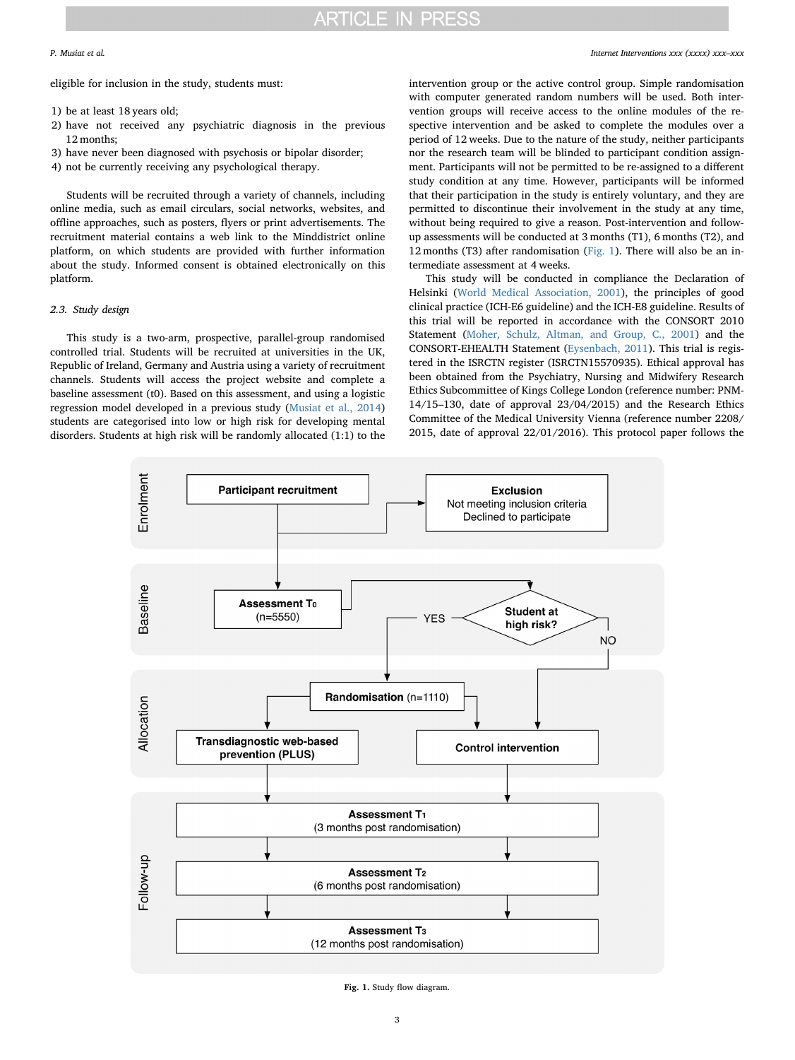eligible for inclusion in the study, students must:

1) be at least 18 years old;
2) have not received any psychiatric diagnosis in the previous 12 months;
3) have never been diagnosed with psychosis or bipolar disorder;
4) not be currently receiving any psychological therapy.

Students will be recruited through a variety of channels, including online media, such as email circulars, social networks, websites, and offline approaches, such as posters, flyers or print advertisements. The recruitment material contains a web link to the Minddistrict online platform, on which students are provided with further information about the study. Informed consent is obtained electronically on this platform.

### 2.3. Study design

This study is a two-arm, prospective, parallel-group randomised controlled trial. Students will be recruited at universities in the UK, Republic of Ireland, Germany and Austria using a variety of recruitment channels. Students will access the project website and complete a baseline assessment (t0). Based on this assessment, and using a logistic regression model developed in a previous study (Musiat et al., 2014) students are categorised into low or high risk for developing mental disorders. Students at high risk will be randomly allocated (1:1) to the intervention group or the active control group. Simple randomisation with computer generated random numbers will be used. Both intervention groups will receive access to the online modules of the respective intervention and be asked to complete the modules over a period of 12 weeks. Due to the nature of the study, neither participants nor the research team will be blinded to participant condition assignment. Participants will not be permitted to be re-assigned to a different study condition at any time. However, participants will be informed that their participation in the study is entirely voluntary, and they are permitted to discontinue their involvement in the study at any time, without being required to give a reason. Post-intervention and follow-up assessments will be conducted at 3 months (T1), 6 months (T2), and 12 months (T3) after randomisation (Fig. 1). There will also be an intermediate assessment at 4 weeks.

This study will be conducted in compliance the Declaration of Helsinki (World Medical Association, 2001), the principles of good clinical practice (ICH-E6 guideline) and the ICH-E8 guideline. Results of this trial will be reported in accordance with the CONSORT 2010 Statement (Moher, Schulz, Altman, and Group, C., 2001) and the CONSORT-EHEALTH Statement (Eysenbach, 2011). This trial is registered in the ISRCTN register (ISRCTN15570935). Ethical approval has been obtained from the Psychiatry, Nursing and Midwifery Research Ethics Subcommittee of Kings College London (reference number: PNM-14/15–130, date of approval 23/04/2015) and the Research Ethics Committee of the Medical University Vienna (reference number 2208/2015, date of approval 22/01/2016). This protocol paper follows the

Enrolment: Participant recruitment → Exclusion (Not meeting inclusion criteria; Declined to participate)

Baseline: Assessment $T_0$ (n=5550) → Student at high risk? YES / NO

Allocation: Randomisation (n=1110) → Transdiagnostic web-based prevention (PLUS); Control intervention

Follow-up: Assessment $T_1$ (3 months post randomisation); Assessment $T_2$ (6 months post randomisation); Assessment $T_3$ (12 months post randomisation)

**Fig. 1.** Study flow diagram.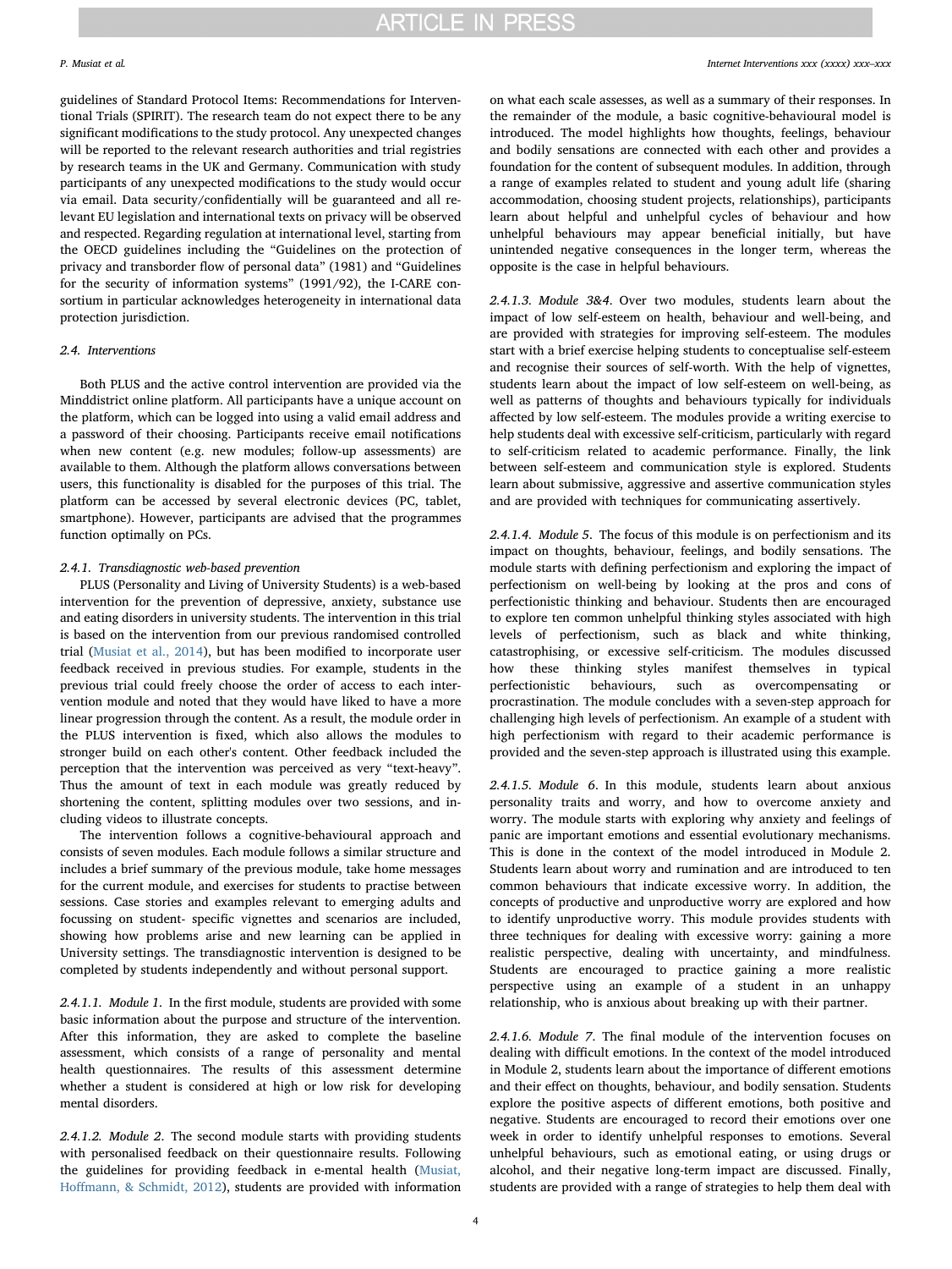guidelines of Standard Protocol Items: Recommendations for Interventional Trials (SPIRIT). The research team do not expect there to be any significant modifications to the study protocol. Any unexpected changes will be reported to the relevant research authorities and trial registries by research teams in the UK and Germany. Communication with study participants of any unexpected modifications to the study would occur via email. Data security/confidentially will be guaranteed and all relevant EU legislation and international texts on privacy will be observed and respected. Regarding regulation at international level, starting from the OECD guidelines including the "Guidelines on the protection of privacy and transborder flow of personal data" (1981) and "Guidelines for the security of information systems" (1991/92), the I-CARE consortium in particular acknowledges heterogeneity in international data protection jurisdiction.

### 2.4. Interventions

Both PLUS and the active control intervention are provided via the Minddistrict online platform. All participants have a unique account on the platform, which can be logged into using a valid email address and a password of their choosing. Participants receive email notifications when new content (e.g. new modules; follow-up assessments) are available to them. Although the platform allows conversations between users, this functionality is disabled for the purposes of this trial. The platform can be accessed by several electronic devices (PC, tablet, smartphone). However, participants are advised that the programmes function optimally on PCs.

#### 2.4.1. Transdiagnostic web-based prevention

PLUS (Personality and Living of University Students) is a web-based intervention for the prevention of depressive, anxiety, substance use and eating disorders in university students. The intervention in this trial is based on the intervention from our previous randomised controlled trial (Musiat et al., 2014), but has been modified to incorporate user feedback received in previous studies. For example, students in the previous trial could freely choose the order of access to each intervention module and noted that they would have liked to have a more linear progression through the content. As a result, the module order in the PLUS intervention is fixed, which also allows the modules to stronger build on each other's content. Other feedback included the perception that the intervention was perceived as very "text-heavy". Thus the amount of text in each module was greatly reduced by shortening the content, splitting modules over two sessions, and including videos to illustrate concepts.

The intervention follows a cognitive-behavioural approach and consists of seven modules. Each module follows a similar structure and includes a brief summary of the previous module, take home messages for the current module, and exercises for students to practise between sessions. Case stories and examples relevant to emerging adults and focussing on student- specific vignettes and scenarios are included, showing how problems arise and new learning can be applied in University settings. The transdiagnostic intervention is designed to be completed by students independently and without personal support.

*2.4.1.1. Module 1.* In the first module, students are provided with some basic information about the purpose and structure of the intervention. After this information, they are asked to complete the baseline assessment, which consists of a range of personality and mental health questionnaires. The results of this assessment determine whether a student is considered at high or low risk for developing mental disorders.

*2.4.1.2. Module 2.* The second module starts with providing students with personalised feedback on their questionnaire results. Following the guidelines for providing feedback in e-mental health (Musiat, Hoffmann, & Schmidt, 2012), students are provided with information on what each scale assesses, as well as a summary of their responses. In the remainder of the module, a basic cognitive-behavioural model is introduced. The model highlights how thoughts, feelings, behaviour and bodily sensations are connected with each other and provides a foundation for the content of subsequent modules. In addition, through a range of examples related to student and young adult life (sharing accommodation, choosing student projects, relationships), participants learn about helpful and unhelpful cycles of behaviour and how unhelpful behaviours may appear beneficial initially, but have unintended negative consequences in the longer term, whereas the opposite is the case in helpful behaviours.

*2.4.1.3. Module 3&4.* Over two modules, students learn about the impact of low self-esteem on health, behaviour and well-being, and are provided with strategies for improving self-esteem. The modules start with a brief exercise helping students to conceptualise self-esteem and recognise their sources of self-worth. With the help of vignettes, students learn about the impact of low self-esteem on well-being, as well as patterns of thoughts and behaviours typically for individuals affected by low self-esteem. The modules provide a writing exercise to help students deal with excessive self-criticism, particularly with regard to self-criticism related to academic performance. Finally, the link between self-esteem and communication style is explored. Students learn about submissive, aggressive and assertive communication styles and are provided with techniques for communicating assertively.

*2.4.1.4. Module 5.* The focus of this module is on perfectionism and its impact on thoughts, behaviour, feelings, and bodily sensations. The module starts with defining perfectionism and exploring the impact of perfectionism on well-being by looking at the pros and cons of perfectionistic thinking and behaviour. Students then are encouraged to explore ten common unhelpful thinking styles associated with high levels of perfectionism, such as black and white thinking, catastrophising, or excessive self-criticism. The modules discussed how these thinking styles manifest themselves in typical perfectionistic behaviours, such as overcompensating or procrastination. The module concludes with a seven-step approach for challenging high levels of perfectionism. An example of a student with high perfectionism with regard to their academic performance is provided and the seven-step approach is illustrated using this example.

*2.4.1.5. Module 6.* In this module, students learn about anxious personality traits and worry, and how to overcome anxiety and worry. The module starts with exploring why anxiety and feelings of panic are important emotions and essential evolutionary mechanisms. This is done in the context of the model introduced in Module 2. Students learn about worry and rumination and are introduced to ten common behaviours that indicate excessive worry. In addition, the concepts of productive and unproductive worry are explored and how to identify unproductive worry. This module provides students with three techniques for dealing with excessive worry: gaining a more realistic perspective, dealing with uncertainty, and mindfulness. Students are encouraged to practice gaining a more realistic perspective using an example of a student in an unhappy relationship, who is anxious about breaking up with their partner.

*2.4.1.6. Module 7.* The final module of the intervention focuses on dealing with difficult emotions. In the context of the model introduced in Module 2, students learn about the importance of different emotions and their effect on thoughts, behaviour, and bodily sensation. Students explore the positive aspects of different emotions, both positive and negative. Students are encouraged to record their emotions over one week in order to identify unhelpful responses to emotions. Several unhelpful behaviours, such as emotional eating, or using drugs or alcohol, and their negative long-term impact are discussed. Finally, students are provided with a range of strategies to help them deal with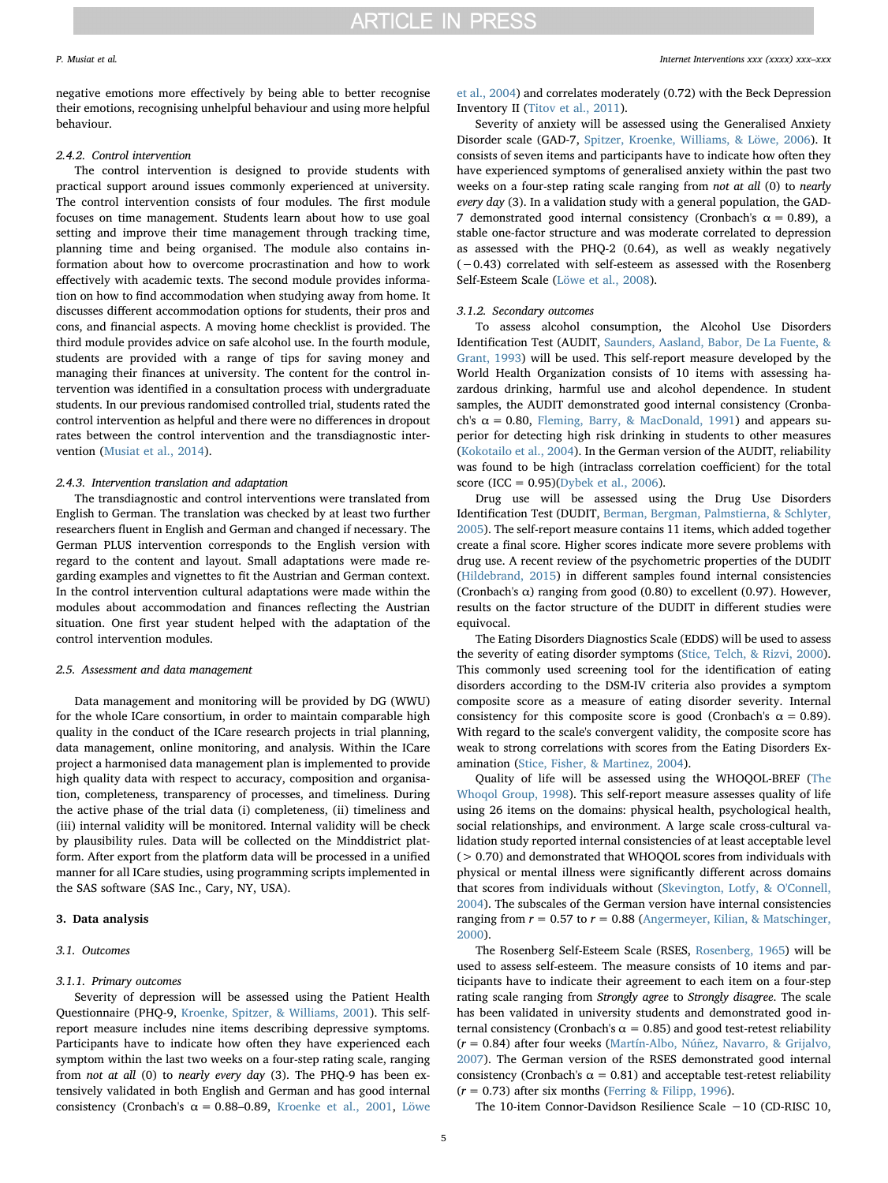negative emotions more effectively by being able to better recognise their emotions, recognising unhelpful behaviour and using more helpful behaviour.

#### 2.4.2. Control intervention

The control intervention is designed to provide students with practical support around issues commonly experienced at university. The control intervention consists of four modules. The first module focuses on time management. Students learn about how to use goal setting and improve their time management through tracking time, planning time and being organised. The module also contains information about how to overcome procrastination and how to work effectively with academic texts. The second module provides information on how to find accommodation when studying away from home. It discusses different accommodation options for students, their pros and cons, and financial aspects. A moving home checklist is provided. The third module provides advice on safe alcohol use. In the fourth module, students are provided with a range of tips for saving money and managing their finances at university. The content for the control intervention was identified in a consultation process with undergraduate students. In our previous randomised controlled trial, students rated the control intervention as helpful and there were no differences in dropout rates between the control intervention and the transdiagnostic intervention (Musiat et al., 2014).

#### 2.4.3. Intervention translation and adaptation

The transdiagnostic and control interventions were translated from English to German. The translation was checked by at least two further researchers fluent in English and German and changed if necessary. The German PLUS intervention corresponds to the English version with regard to the content and layout. Small adaptations were made regarding examples and vignettes to fit the Austrian and German context. In the control intervention cultural adaptations were made within the modules about accommodation and finances reflecting the Austrian situation. One first year student helped with the adaptation of the control intervention modules.

### 2.5. Assessment and data management

Data management and monitoring will be provided by DG (WWU) for the whole ICare consortium, in order to maintain comparable high quality in the conduct of the ICare research projects in trial planning, data management, online monitoring, and analysis. Within the ICare project a harmonised data management plan is implemented to provide high quality data with respect to accuracy, composition and organisation, completeness, transparency of processes, and timeliness. During the active phase of the trial data (i) completeness, (ii) timeliness and (iii) internal validity will be monitored. Internal validity will be check by plausibility rules. Data will be collected on the Minddistrict platform. After export from the platform data will be processed in a unified manner for all ICare studies, using programming scripts implemented in the SAS software (SAS Inc., Cary, NY, USA).

## 3. Data analysis

### 3.1. Outcomes

#### 3.1.1. Primary outcomes

Severity of depression will be assessed using the Patient Health Questionnaire (PHQ-9, Kroenke, Spitzer, & Williams, 2001). This self-report measure includes nine items describing depressive symptoms. Participants have to indicate how often they have experienced each symptom within the last two weeks on a four-step rating scale, ranging from *not at all* (0) to *nearly every day* (3). The PHQ-9 has been extensively validated in both English and German and has good internal consistency (Cronbach's α = 0.88–0.89, Kroenke et al., 2001, Löwe et al., 2004) and correlates moderately (0.72) with the Beck Depression Inventory II (Titov et al., 2011).

Severity of anxiety will be assessed using the Generalised Anxiety Disorder scale (GAD-7, Spitzer, Kroenke, Williams, & Löwe, 2006). It consists of seven items and participants have to indicate how often they have experienced symptoms of generalised anxiety within the past two weeks on a four-step rating scale ranging from *not at all* (0) to *nearly every day* (3). In a validation study with a general population, the GAD-7 demonstrated good internal consistency (Cronbach's α = 0.89), a stable one-factor structure and was moderate correlated to depression as assessed with the PHQ-2 (0.64), as well as weakly negatively (−0.43) correlated with self-esteem as assessed with the Rosenberg Self-Esteem Scale (Löwe et al., 2008).

#### 3.1.2. Secondary outcomes

To assess alcohol consumption, the Alcohol Use Disorders Identification Test (AUDIT, Saunders, Aasland, Babor, De La Fuente, & Grant, 1993) will be used. This self-report measure developed by the World Health Organization consists of 10 items with assessing hazardous drinking, harmful use and alcohol dependence. In student samples, the AUDIT demonstrated good internal consistency (Cronbach's α = 0.80, Fleming, Barry, & MacDonald, 1991) and appears superior for detecting high risk drinking in students to other measures (Kokotailo et al., 2004). In the German version of the AUDIT, reliability was found to be high (intraclass correlation coefficient) for the total score (ICC = 0.95)(Dybek et al., 2006).

Drug use will be assessed using the Drug Use Disorders Identification Test (DUDIT, Berman, Bergman, Palmstierna, & Schlyter, 2005). The self-report measure contains 11 items, which added together create a final score. Higher scores indicate more severe problems with drug use. A recent review of the psychometric properties of the DUDIT (Hildebrand, 2015) in different samples found internal consistencies (Cronbach's α) ranging from good (0.80) to excellent (0.97). However, results on the factor structure of the DUDIT in different studies were equivocal.

The Eating Disorders Diagnostics Scale (EDDS) will be used to assess the severity of eating disorder symptoms (Stice, Telch, & Rizvi, 2000). This commonly used screening tool for the identification of eating disorders according to the DSM-IV criteria also provides a symptom composite score as a measure of eating disorder severity. Internal consistency for this composite score is good (Cronbach's α = 0.89). With regard to the scale's convergent validity, the composite score has weak to strong correlations with scores from the Eating Disorders Examination (Stice, Fisher, & Martinez, 2004).

Quality of life will be assessed using the WHOQOL-BREF (The Whoqol Group, 1998). This self-report measure assesses quality of life using 26 items on the domains: physical health, psychological health, social relationships, and environment. A large scale cross-cultural validation study reported internal consistencies of at least acceptable level (> 0.70) and demonstrated that WHOQOL scores from individuals with physical or mental illness were significantly different across domains that scores from individuals without (Skevington, Lotfy, & O'Connell, 2004). The subscales of the German version have internal consistencies ranging from $r = 0.57$ to $r = 0.88$ (Angermeyer, Kilian, & Matschinger, 2000).

The Rosenberg Self-Esteem Scale (RSES, Rosenberg, 1965) will be used to assess self-esteem. The measure consists of 10 items and participants have to indicate their agreement to each item on a four-step rating scale ranging from *Strongly agree* to *Strongly disagree*. The scale has been validated in university students and demonstrated good internal consistency (Cronbach's α = 0.85) and good test-retest reliability ($r = 0.84$) after four weeks (Martín-Albo, Núñez, Navarro, & Grijalvo, 2007). The German version of the RSES demonstrated good internal consistency (Cronbach's α = 0.81) and acceptable test-retest reliability ($r = 0.73$) after six months (Ferring & Filipp, 1996).

The 10-item Connor-Davidson Resilience Scale −10 (CD-RISC 10,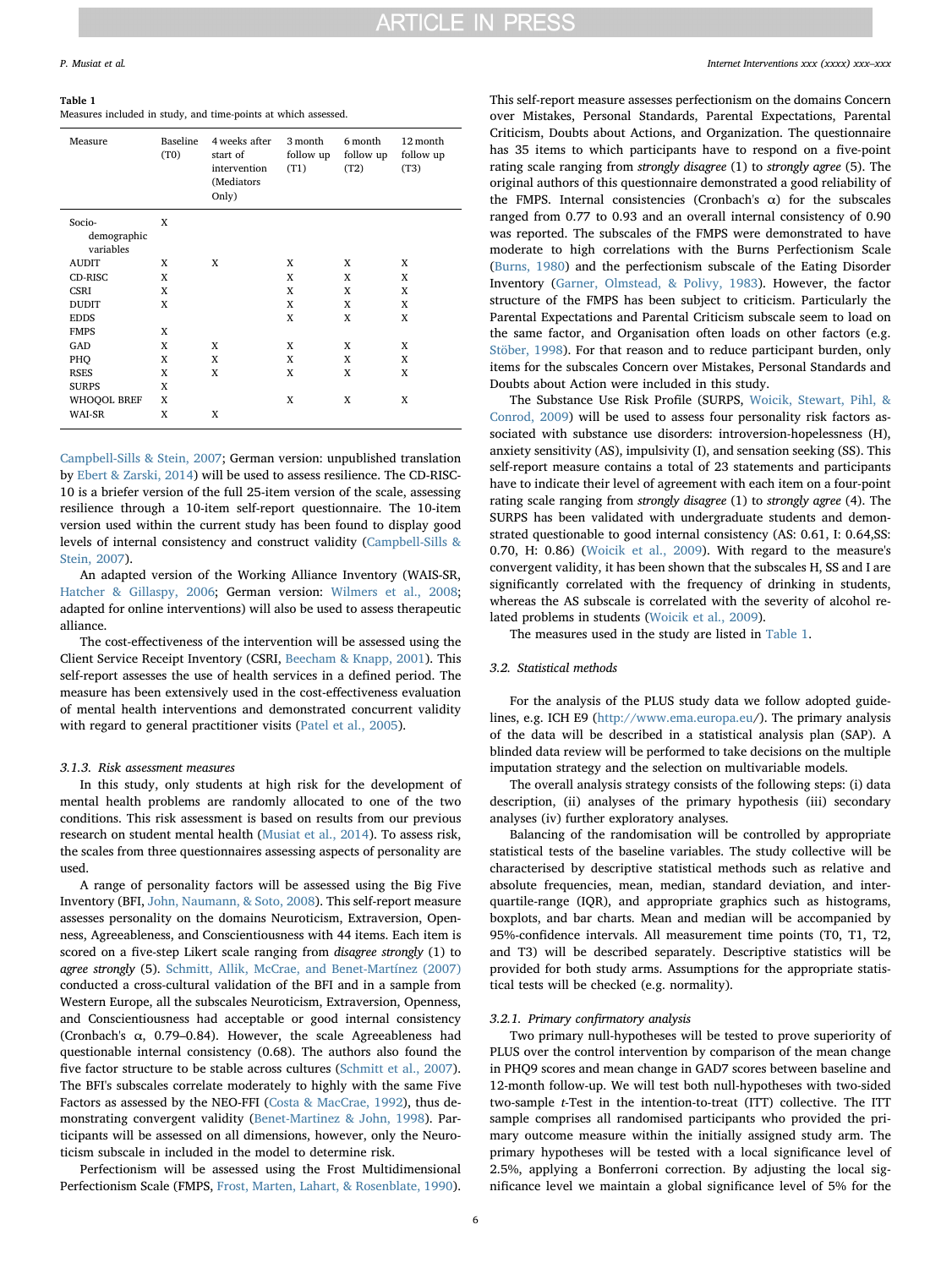**Table 1**
Measures included in study, and time-points at which assessed.

| Measure | Baseline (T0) | 4 weeks after start of intervention (Mediators Only) | 3 month follow up (T1) | 6 month follow up (T2) | 12 month follow up (T3) |
|---|---|---|---|---|---|
| Socio-demographic variables | X | | | | |
| AUDIT | X | X | X | X | X |
| CD-RISC | X | | X | X | X |
| CSRI | X | | X | X | X |
| DUDIT | X | | X | X | X |
| EDDS | | | X | X | X |
| FMPS | X | | | | |
| GAD | X | X | X | X | X |
| PHQ | X | X | X | X | X |
| RSES | X | X | X | X | X |
| SURPS | X | | | | |
| WHOQOL BREF | X | | X | X | X |
| WAI-SR | X | X | | | |

Campbell-Sills & Stein, 2007; German version: unpublished translation by Ebert & Zarski, 2014) will be used to assess resilience. The CD-RISC-10 is a briefer version of the full 25-item version of the scale, assessing resilience through a 10-item self-report questionnaire. The 10-item version used within the current study has been found to display good levels of internal consistency and construct validity (Campbell-Sills & Stein, 2007).

An adapted version of the Working Alliance Inventory (WAIS-SR, Hatcher & Gillaspy, 2006; German version: Wilmers et al., 2008; adapted for online interventions) will also be used to assess therapeutic alliance.

The cost-effectiveness of the intervention will be assessed using the Client Service Receipt Inventory (CSRI, Beecham & Knapp, 2001). This self-report assesses the use of health services in a defined period. The measure has been extensively used in the cost-effectiveness evaluation of mental health interventions and demonstrated concurrent validity with regard to general practitioner visits (Patel et al., 2005).

### 3.1.3. Risk assessment measures

In this study, only students at high risk for the development of mental health problems are randomly allocated to one of the two conditions. This risk assessment is based on results from our previous research on student mental health (Musiat et al., 2014). To assess risk, the scales from three questionnaires assessing aspects of personality are used.

A range of personality factors will be assessed using the Big Five Inventory (BFI, John, Naumann, & Soto, 2008). This self-report measure assesses personality on the domains Neuroticism, Extraversion, Openness, Agreeableness, and Conscientiousness with 44 items. Each item is scored on a five-step Likert scale ranging from *disagree strongly* (1) to *agree strongly* (5). Schmitt, Allik, McCrae, and Benet-Martínez (2007) conducted a cross-cultural validation of the BFI and in a sample from Western Europe, all the subscales Neuroticism, Extraversion, Openness, and Conscientiousness had acceptable or good internal consistency (Cronbach's α, 0.79–0.84). However, the scale Agreeableness had questionable internal consistency (0.68). The authors also found the five factor structure to be stable across cultures (Schmitt et al., 2007). The BFI's subscales correlate moderately to highly with the same Five Factors as assessed by the NEO-FFI (Costa & MacCrae, 1992), thus demonstrating convergent validity (Benet-Martinez & John, 1998). Participants will be assessed on all dimensions, however, only the Neuroticism subscale in included in the model to determine risk.

Perfectionism will be assessed using the Frost Multidimensional Perfectionism Scale (FMPS, Frost, Marten, Lahart, & Rosenblate, 1990). This self-report measure assesses perfectionism on the domains Concern over Mistakes, Personal Standards, Parental Expectations, Parental Criticism, Doubts about Actions, and Organization. The questionnaire has 35 items to which participants have to respond on a five-point rating scale ranging from *strongly disagree* (1) to *strongly agree* (5). The original authors of this questionnaire demonstrated a good reliability of the FMPS. Internal consistencies (Cronbach's α) for the subscales ranged from 0.77 to 0.93 and an overall internal consistency of 0.90 was reported. The subscales of the FMPS were demonstrated to have moderate to high correlations with the Burns Perfectionism Scale (Burns, 1980) and the perfectionism subscale of the Eating Disorder Inventory (Garner, Olmstead, & Polivy, 1983). However, the factor structure of the FMPS has been subject to criticism. Particularly the Parental Expectations and Parental Criticism subscale seem to load on the same factor, and Organisation often loads on other factors (e.g. Stöber, 1998). For that reason and to reduce participant burden, only items for the subscales Concern over Mistakes, Personal Standards and Doubts about Action were included in this study.

The Substance Use Risk Profile (SURPS, Woicik, Stewart, Pihl, & Conrod, 2009) will be used to assess four personality risk factors associated with substance use disorders: introversion-hopelessness (H), anxiety sensitivity (AS), impulsivity (I), and sensation seeking (SS). This self-report measure contains a total of 23 statements and participants have to indicate their level of agreement with each item on a four-point rating scale ranging from *strongly disagree* (1) to *strongly agree* (4). The SURPS has been validated with undergraduate students and demonstrated questionable to good internal consistency (AS: 0.61, I: 0.64,SS: 0.70, H: 0.86) (Woicik et al., 2009). With regard to the measure's convergent validity, it has been shown that the subscales H, SS and I are significantly correlated with the frequency of drinking in students, whereas the AS subscale is correlated with the severity of alcohol related problems in students (Woicik et al., 2009).

The measures used in the study are listed in Table 1.

## 3.2. Statistical methods

For the analysis of the PLUS study data we follow adopted guidelines, e.g. ICH E9 (http://www.ema.europa.eu/). The primary analysis of the data will be described in a statistical analysis plan (SAP). A blinded data review will be performed to take decisions on the multiple imputation strategy and the selection on multivariable models.

The overall analysis strategy consists of the following steps: (i) data description, (ii) analyses of the primary hypothesis (iii) secondary analyses (iv) further exploratory analyses.

Balancing of the randomisation will be controlled by appropriate statistical tests of the baseline variables. The study collective will be characterised by descriptive statistical methods such as relative and absolute frequencies, mean, median, standard deviation, and interquartile-range (IQR), and appropriate graphics such as histograms, boxplots, and bar charts. Mean and median will be accompanied by 95%-confidence intervals. All measurement time points (T0, T1, T2, and T3) will be described separately. Descriptive statistics will be provided for both study arms. Assumptions for the appropriate statistical tests will be checked (e.g. normality).

### 3.2.1. Primary confirmatory analysis

Two primary null-hypotheses will be tested to prove superiority of PLUS over the control intervention by comparison of the mean change in PHQ9 scores and mean change in GAD7 scores between baseline and 12-month follow-up. We will test both null-hypotheses with two-sided two-sample *t*-Test in the intention-to-treat (ITT) collective. The ITT sample comprises all randomised participants who provided the primary outcome measure within the initially assigned study arm. The primary hypotheses will be tested with a local significance level of 2.5%, applying a Bonferroni correction. By adjusting the local significance level we maintain a global significance level of 5% for the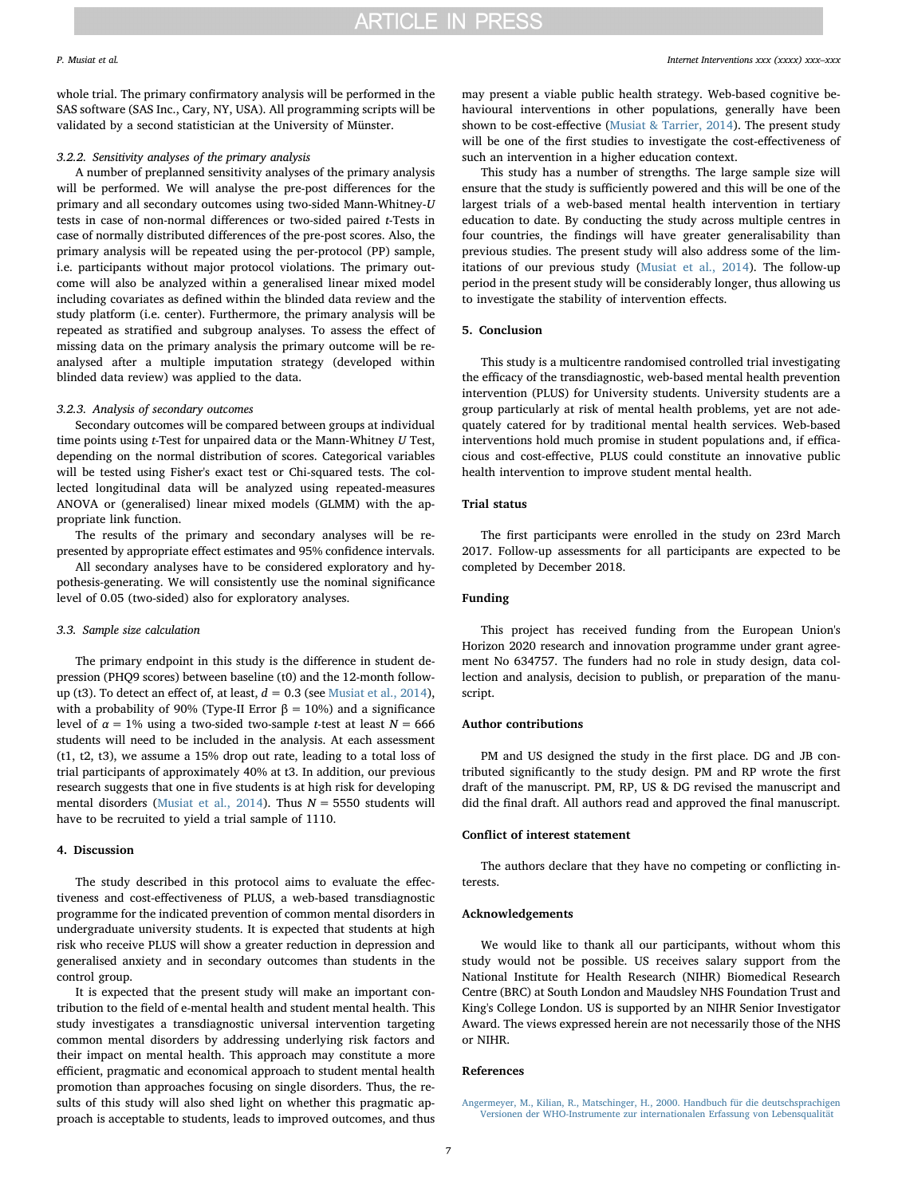whole trial. The primary confirmatory analysis will be performed in the SAS software (SAS Inc., Cary, NY, USA). All programming scripts will be validated by a second statistician at the University of Münster.

#### 3.2.2. Sensitivity analyses of the primary analysis

A number of preplanned sensitivity analyses of the primary analysis will be performed. We will analyse the pre-post differences for the primary and all secondary outcomes using two-sided Mann-Whitney-*U* tests in case of non-normal differences or two-sided paired *t*-Tests in case of normally distributed differences of the pre-post scores. Also, the primary analysis will be repeated using the per-protocol (PP) sample, i.e. participants without major protocol violations. The primary outcome will also be analyzed within a generalised linear mixed model including covariates as defined within the blinded data review and the study platform (i.e. center). Furthermore, the primary analysis will be repeated as stratified and subgroup analyses. To assess the effect of missing data on the primary analysis the primary outcome will be reanalysed after a multiple imputation strategy (developed within blinded data review) was applied to the data.

#### 3.2.3. Analysis of secondary outcomes

Secondary outcomes will be compared between groups at individual time points using *t*-Test for unpaired data or the Mann-Whitney *U* Test, depending on the normal distribution of scores. Categorical variables will be tested using Fisher's exact test or Chi-squared tests. The collected longitudinal data will be analyzed using repeated-measures ANOVA or (generalised) linear mixed models (GLMM) with the appropriate link function.

The results of the primary and secondary analyses will be represented by appropriate effect estimates and 95% confidence intervals.

All secondary analyses have to be considered exploratory and hypothesis-generating. We will consistently use the nominal significance level of 0.05 (two-sided) also for exploratory analyses.

### 3.3. Sample size calculation

The primary endpoint in this study is the difference in student depression (PHQ9 scores) between baseline (t0) and the 12-month follow-up (t3). To detect an effect of, at least, $d = 0.3$ (see Musiat et al., 2014), with a probability of 90% (Type-II Error $\beta = 10\%$) and a significance level of $\alpha = 1\%$ using a two-sided two-sample *t*-test at least $N = 666$ students will need to be tested in the analysis. At each assessment (t1, t2, t3), we assume a 15% drop out rate, leading to a total loss of trial participants of approximately 40% at t3. In addition, our previous research suggests that one in five students is at high risk for developing mental disorders (Musiat et al., 2014). Thus $N = 5550$ students will have to be recruited to yield a trial sample of 1110.

## 4. Discussion

The study described in this protocol aims to evaluate the effectiveness and cost-effectiveness of PLUS, a web-based transdiagnostic programme for the indicated prevention of common mental disorders in undergraduate university students. It is expected that students at high risk who receive PLUS will show a greater reduction in depression and generalised anxiety and in secondary outcomes than students in the control group.

It is expected that the present study will make an important contribution to the field of e-mental health and student mental health. This study investigates a transdiagnostic universal intervention targeting common mental disorders by addressing underlying risk factors and their impact on mental health. This approach may constitute a more efficient, pragmatic and economical approach to student mental health promotion than approaches focusing on single disorders. Thus, the results of this study will also shed light on whether this pragmatic approach is acceptable to students, leads to improved outcomes, and thus may present a viable public health strategy. Web-based cognitive behavioural interventions in other populations, generally have been shown to be cost-effective (Musiat & Tarrier, 2014). The present study will be one of the first studies to investigate the cost-effectiveness of such an intervention in a higher education context.

This study has a number of strengths. The large sample size will ensure that the study is sufficiently powered and this will be one of the largest trials of a web-based mental health intervention in tertiary education to date. By conducting the study across multiple centres in four countries, the findings will have greater generalisability than previous studies. The present study will also address some of the limitations of our previous study (Musiat et al., 2014). The follow-up period in the present study will be considerably longer, thus allowing us to investigate the stability of intervention effects.

## 5. Conclusion

This study is a multicentre randomised controlled trial investigating the efficacy of the transdiagnostic, web-based mental health prevention intervention (PLUS) for University students. University students are a group particularly at risk of mental health problems, yet are not adequately catered for by traditional mental health services. Web-based interventions hold much promise in student populations and, if efficacious and cost-effective, PLUS could constitute an innovative public health intervention to improve student mental health.

## Trial status

The first participants were enrolled in the study on 23rd March 2017. Follow-up assessments for all participants are expected to be completed by December 2018.

## Funding

This project has received funding from the European Union's Horizon 2020 research and innovation programme under grant agreement No 634757. The funders had no role in study design, data collection and analysis, decision to publish, or preparation of the manuscript.

## Author contributions

PM and US designed the study in the first place. DG and JB contributed significantly to the study design. PM and RP wrote the first draft of the manuscript. PM, RP, US & DG revised the manuscript and did the final draft. All authors read and approved the final manuscript.

## Conflict of interest statement

The authors declare that they have no competing or conflicting interests.

## Acknowledgements

We would like to thank all our participants, without whom this study would not be possible. US receives salary support from the National Institute for Health Research (NIHR) Biomedical Research Centre (BRC) at South London and Maudsley NHS Foundation Trust and King's College London. US is supported by an NIHR Senior Investigator Award. The views expressed herein are not necessarily those of the NHS or NIHR.

## References

Angermeyer, M., Kilian, R., Matschinger, H., 2000. Handbuch für die deutschsprachigen Versionen der WHO-Instrumente zur internationalen Erfassung von Lebensqualität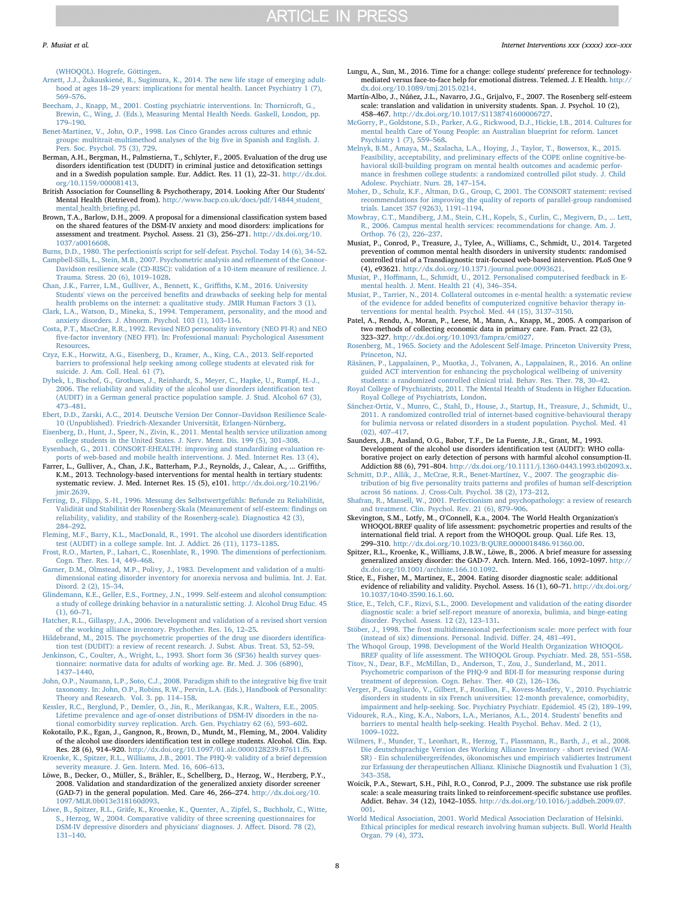(WHOQOL). Hogrefe, Göttingen.

Arnett, J.J., Žukauskienė, R., Sugimura, K., 2014. The new life stage of emerging adulthood at ages 18–29 years: implications for mental health. Lancet Psychiatry 1 (7), 569–576.

Beecham, J., Knapp, M., 2001. Costing psychiatric interventions. In: Thornicroft, G., Brewin, C., Wing, J. (Eds.), Measuring Mental Health Needs. Gaskell, London, pp. 179–190.

Benet-Martinez, V., John, O.P., 1998. Los Cinco Grandes across cultures and ethnic groups: multitrait-multimethod analyses of the big five in Spanish and English. J. Pers. Soc. Psychol. 75 (3), 729.

Berman, A.H., Bergman, H., Palmstierna, T., Schlyter, F., 2005. Evaluation of the drug use disorders identification test (DUDIT) in criminal justice and detoxification settings and in a Swedish population sample. Eur. Addict. Res. 11 (1), 22–31. http://dx.doi.org/10.1159/000081413.

British Association for Counselling & Psychotherapy, 2014. Looking After Our Students' Mental Health (Retrieved from). http://www.bacp.co.uk/docs/pdf/14844_student_mental_health_briefing.pd.

Brown, T.A., Barlow, D.H., 2009. A proposal for a dimensional classification system based on the shared features of the DSM-IV anxiety and mood disorders: implications for assessment and treatment. Psychol. Assess. 21 (3), 256–271. http://dx.doi.org/10.1037/a0016608.

Burns, D.D., 1980. The perfectionistś script for self-defeat. Psychol. Today 14 (6), 34–52.

Campbell-Sills, L., Stein, M.B., 2007. Psychometric analysis and refinement of the Connor-Davidson resilience scale (CD-RISC): validation of a 10-item measure of resilience. J. Trauma. Stress. 20 (6), 1019–1028.

Chan, J.K., Farrer, L.M., Gulliver, A., Bennett, K., Griffiths, K.M., 2016. University Students' views on the perceived benefits and drawbacks of seeking help for mental health problems on the internet: a qualitative study. JMIR Human Factors 3 (1).

Clark, L.A., Watson, D., Mineka, S., 1994. Temperament, personality, and the mood and anxiety disorders. J. Abnorm. Psychol. 103 (1), 103–116.

Costa, P.T., MacCrae, R.R., 1992. Revised NEO personality inventory (NEO PI-R) and NEO five-factor inventory (NEO FFI). In: Professional manual: Psychological Assessment Resources.

Czyz, E.K., Horwitz, A.G., Eisenberg, D., Kramer, A., King, C.A., 2013. Self-reported barriers to professional help seeking among college students at elevated risk for suicide. J. Am. Coll. Heal. 61 (7).

Dybek, I., Bischof, G., Grothues, J., Reinhardt, S., Meyer, C., Hapke, U., Rumpf, H.-J., 2006. The reliability and validity of the alcohol use disorders identification test (AUDIT) in a German general practice population sample. J. Stud. Alcohol 67 (3), 473–481.

Ebert, D.D., Zarski, A.C., 2014. Deutsche Version Der Connor–Davidson Resilience Scale-10 (Unpublished). Friedrich-Alexander Universität, Erlangen-Nürnberg.

Eisenberg, D., Hunt, J., Speer, N., Zivin, K., 2011. Mental health service utilization among college students in the United States. J. Nerv. Ment. Dis. 199 (5), 301–308.

Eysenbach, G., 2011. CONSORT-EHEALTH: improving and standardizing evaluation reports of web-based and mobile health interventions. J. Med. Internet Res. 13 (4).

Farrer, L., Gulliver, A., Chan, J.K., Batterham, P.J., Reynolds, J., Calear, A., ... Griffiths, K.M., 2013. Technology-based interventions for mental health in tertiary students: systematic review. J. Med. Internet Res. 15 (5), e101. http://dx.doi.org/10.2196/jmir.2639.

Ferring, D., Filipp, S.-H., 1996. Messung des Selbstwertgefühls: Befunde zu Reliabilität, Validität und Stabilität der Rosenberg-Skala (Measurement of self-esteem: findings on reliability, validity, and stability of the Rosenberg-scale). Diagnostica 42 (3), 284–292.

Fleming, M.F., Barry, K.L., MacDonald, R., 1991. The alcohol use disorders identification test (AUDIT) in a college sample. Int. J. Addict. 26 (11), 1173–1185.

Frost, R.O., Marten, P., Lahart, C., Rosenblate, R., 1990. The dimensions of perfectionism. Cogn. Ther. Res. 14, 449–468.

Garner, D.M., Olmstead, M.P., Polivy, J., 1983. Development and validation of a multidimensional eating disorder inventory for anorexia nervosa and bulimia. Int. J. Eat. Disord. 2 (2), 15–34.

Glindemann, K.E., Geller, E.S., Fortney, J.N., 1999. Self-esteem and alcohol consumption: a study of college drinking behavior in a naturalistic setting. J. Alcohol Drug Educ. 45 (1), 60–71.

Hatcher, R.L., Gillaspy, J.A., 2006. Development and validation of a revised short version of the working alliance inventory. Psychother. Res. 16, 12–25.

Hildebrand, M., 2015. The psychometric properties of the drug use disorders identification test (DUDIT): a review of recent research. J. Subst. Abus. Treat. 53, 52–59.

Jenkinson, C., Coulter, A., Wright, L., 1993. Short form 36 (SF36) health survey questionnaire: normative data for adults of working age. Br. Med. J. 306 (6890), 1437–1440.

John, O.P., Naumann, L.P., Soto, C.J., 2008. Paradigm shift to the integrative big five trait taxonomy. In: John, O.P., Robins, R.W., Pervin, L.A. (Eds.), Handbook of Personality: Theory and Research. Vol. 3. pp. 114–158.

Kessler, R.C., Berglund, P., Demler, O., Jin, R., Merikangas, K.R., Walters, E.E., 2005. Lifetime prevalence and age-of-onset distributions of DSM-IV disorders in the national comorbidity survey replication. Arch. Gen. Psychiatry 62 (6), 593–602.

Kokotailo, P.K., Egan, J., Gangnon, R., Brown, D., Mundt, M., Fleming, M., 2004. Validity of the alcohol use disorders identification test in college students. Alcohol. Clin. Exp. Res. 28 (6), 914–920. http://dx.doi.org/10.1097/01.alc.0000128239.87611.f5.

Kroenke, K., Spitzer, R.L., Williams, J.B., 2001. The PHQ-9: validity of a brief depression severity measure. J. Gen. Intern. Med. 16, 606–613.

Löwe, B., Decker, O., Müller, S., Brähler, E., Schellberg, D., Herzog, W., Herzberg, P.Y., 2008. Validation and standardization of the generalized anxiety disorder screener (GAD-7) in the general population. Med. Care 46, 266–274. http://dx.doi.org/10.1097/MLR.0b013e318160d093.

Löwe, B., Spitzer, R.L., Gräfe, K., Kroenke, K., Quenter, A., Zipfel, S., Buchholz, C., Witte, S., Herzog, W., 2004. Comparative validity of three screening questionnaires for DSM-IV depressive disorders and physicians' diagnoses. J. Affect. Disord. 78 (2), 131–140.

Lungu, A., Sun, M., 2016. Time for a change: college students' preference for technology-mediated versus face-to-face help for emotional distress. Telemed. J. E Health. http://dx.doi.org/10.1089/tmj.2015.0214.

Martín-Albo, J., Núñez, J.L., Navarro, J.G., Grijalvo, F., 2007. The Rosenberg self-esteem scale: translation and validation in university students. Span. J. Psychol. 10 (2), 458–467. http://dx.doi.org/10.1017/S1138741600006727.

McGorry, P., Goldstone, S.D., Parker, A.G., Rickwood, D.J., Hickie, I.B., 2014. Cultures for mental health Care of Young People: an Australian blueprint for reform. Lancet Psychiatry 1 (7), 559–568.

Melnyk, B.M., Amaya, M., Szalacha, L.A., Hoying, J., Taylor, T., Bowersox, K., 2015. Feasibility, acceptability, and preliminary effects of the COPE online cognitive-behavioral skill-building program on mental health outcomes and academic performance in freshmen college students: a randomized controlled pilot study. J. Child Adolesc. Psychiatr. Nurs. 28, 147–154.

Moher, D., Schulz, K.F., Altman, D.G., Group, C, 2001. The CONSORT statement: revised recommendations for improving the quality of reports of parallel-group randomised trials. Lancet 357 (9263), 1191–1194.

Mowbray, C.T., Mandiberg, J.M., Stein, C.H., Kopels, S., Curlin, C., Megivern, D., ... Lett, R., 2006. Campus mental health services: recommendations for change. Am. J. Orthop. 76 (2), 226–237.

Musiat, P., Conrod, P., Treasure, J., Tylee, A., Williams, C., Schmidt, U., 2014. Targeted prevention of common mental health disorders in university students: randomised controlled trial of a Transdiagnostic trait-focused web-based intervention. PLoS One 9 (4), e93621. http://dx.doi.org/10.1371/journal.pone.0093621.

Musiat, P., Hoffmann, L., Schmidt, U., 2012. Personalised computerised feedback in E-mental health. J. Ment. Health 21 (4), 346–354.

Musiat, P., Tarrier, N., 2014. Collateral outcomes in e-mental health: a systematic review of the evidence for added benefits of computerized cognitive behavior therapy interventions for mental health. Psychol. Med. 44 (15), 3137–3150.

Patel, A., Rendu, A., Moran, P., Leese, M., Mann, A., Knapp, M., 2005. A comparison of two methods of collecting economic data in primary care. Fam. Pract. 22 (3), 323–327. http://dx.doi.org/10.1093/fampra/cmi027.

Rosenberg, M., 1965. Society and the Adolescent Self-Image. Princeton University Press, Princeton, NJ.

Räsänen, P., Lappalainen, P., Muotka, J., Tolvanen, A., Lappalainen, R., 2016. An online guided ACT intervention for enhancing the psychological wellbeing of university students: a randomized controlled clinical trial. Behav. Res. Ther. 78, 30–42.

Royal College of Psychiatrists, 2011. The Mental Health of Students in Higher Education. Royal College of Psychiatrists, London.

Sánchez-Ortiz, V., Munro, C., Stahl, D., House, J., Startup, H., Treasure, J., Schmidt, U., 2011. A randomized controlled trial of internet-based cognitive-behavioural therapy for bulimia nervosa or related disorders in a student population. Psychol. Med. 41 (02), 407–417.

Saunders, J.B., Aasland, O.G., Babor, T.F., De La Fuente, J.R., Grant, M., 1993. Development of the alcohol use disorders identification test (AUDIT): WHO collaborative project on early detection of persons with harmful alcohol consumption-II. Addiction 88 (6), 791–804. http://dx.doi.org/10.1111/j.1360-0443.1993.tb02093.x.

Schmitt, D.P., Allik, J., McCrae, R.R., Benet-Martínez, V., 2007. The geographic distribution of big five personality traits patterns and profiles of human self-description across 56 nations. J. Cross-Cult. Psychol. 38 (2), 173–212.

Shafran, R., Mansell, W., 2001. Perfectionism and psychopathology: a review of research and treatment. Clin. Psychol. Rev. 21 (6), 879–906.

Skevington, S.M., Lotfy, M., O'Connell, K.a., 2004. The World Health Organization's WHOQOL-BREF quality of life assessment: psychometric properties and results of the international field trial. A report from the WHOQOL group. Qual. Life Res. 13, 299–310. http://dx.doi.org/10.1023/B:QURE.0000018486.91360.00.

Spitzer, R.L., Kroenke, K., Williams, J.B.W., Löwe, B., 2006. A brief measure for assessing generalized anxiety disorder: the GAD-7. Arch. Intern. Med. 166, 1092–1097. http://dx.doi.org/10.1001/archinte.166.10.1092.

Stice, E., Fisher, M., Martinez, E., 2004. Eating disorder diagnostic scale: additional evidence of reliability and validity. Psychol. Assess. 16 (1), 60–71. http://dx.doi.org/10.1037/1040-3590.16.1.60.

Stice, E., Telch, C.F., Rizvi, S.L., 2000. Development and validation of the eating disorder diagnostic scale: a brief self-report measure of anorexia, bulimia, and binge-eating disorder. Psychol. Assess. 12 (2), 123–131.

Stöber, J., 1998. The frost multidimensional perfectionism scale: more perfect with four (instead of six) dimensions. Personal. Individ. Differ. 24, 481–491.

The Whoqol Group, 1998. Development of the World Health Organization WHOQOL-BREF quality of life assessment. The WHOQOL Group. Psychiatr. Med. 28, 551–558.

Titov, N., Dear, B.F., McMillan, D., Anderson, T., Zou, J., Sunderland, M., 2011. Psychometric comparison of the PHQ-9 and BDI-II for measuring response during treatment of depression. Cogn. Behav. Ther. 40 (2), 126–136.

Verger, P., Guagliardo, V., Gilbert, F., Rouillon, F., Kovess-Masfety, V., 2010. Psychiatric disorders in students in six French universities: 12-month prevalence, comorbidity, impairment and help-seeking. Soc. Psychiatry Psychiatr. Epidemiol. 45 (2), 189–199.

Vidourek, R.A., King, K.A., Nabors, L.A., Merianos, A.L., 2014. Students' benefits and barriers to mental health help-seeking. Health Psychol. Behav. Med. 2 (1), 1009–1022.

Wilmers, F., Munder, T., Leonhart, R., Herzog, T., Plassmann, R., Barth, J., et al., 2008. Die deutschsprachige Version des Working Alliance Inventory - short revised (WAI-SR) - Ein schulenübergreifendes, ökonomisches und empirisch validiertes Instrument zur Erfassung der therapeutischen Allianz. Klinische Diagnostik und Evaluation 1 (3), 343–358.

Woicik, P.A., Stewart, S.H., Pihl, R.O., Conrod, P.J., 2009. The substance use risk profile scale: a scale measuring traits linked to reinforcement-specific substance use profiles. Addict. Behav. 34 (12), 1042–1055. http://dx.doi.org/10.1016/j.addbeh.2009.07.001.

World Medical Association, 2001. World Medical Association Declaration of Helsinki. Ethical principles for medical research involving human subjects. Bull. World Health Organ. 79 (4), 373.